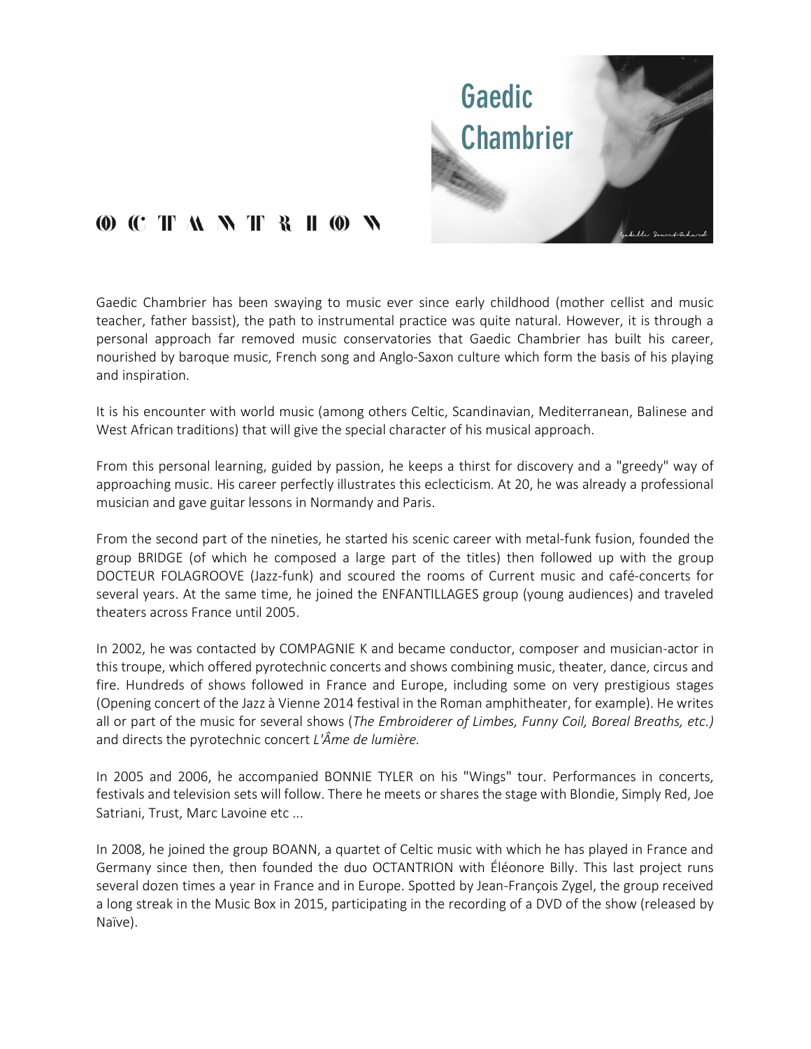# OCTANTRION

## Gaedic Chambrier

Gaedic Chambrier has been swaying to music ever since early childhood (mother cellist and music teacher, father bassist), the path to instrumental practice was quite natural. However, it is through a personal approach far removed music conservatories that Gaedic Chambrier has built his career, nourished by baroque music, French song and Anglo-Saxon culture which form the basis of his playing and inspiration.

It is his encounter with world music (among others Celtic, Scandinavian, Mediterranean, Balinese and West African traditions) that will give the special character of his musical approach.

From this personal learning, guided by passion, he keeps a thirst for discovery and a "greedy" way of approaching music. His career perfectly illustrates this eclecticism. At 20, he was already a professional musician and gave guitar lessons in Normandy and Paris.

From the second part of the nineties, he started his scenic career with metal-funk fusion, founded the group BRIDGE (of which he composed a large part of the titles) then followed up with the group DOCTEUR FOLAGROOVE (Jazz-funk) and scoured the rooms of Current music and café-concerts for several years. At the same time, he joined the ENFANTILLAGES group (young audiences) and traveled theaters across France until 2005.

In 2002, he was contacted by COMPAGNIE K and became conductor, composer and musician-actor in this troupe, which offered pyrotechnic concerts and shows combining music, theater, dance, circus and fire. Hundreds of shows followed in France and Europe, including some on very prestigious stages (Opening concert of the Jazz à Vienne 2014 festival in the Roman amphitheater, for example). He writes all or part of the music for several shows (*The Embroiderer of Limbes, Funny Coil, Boreal Breaths, etc.)* and directs the pyrotechnic concert *L'Âme de lumière.*

In 2005 and 2006, he accompanied BONNIE TYLER on his "Wings" tour. Performances in concerts, festivals and television sets will follow. There he meets or shares the stage with Blondie, Simply Red, Joe Satriani, Trust, Marc Lavoine etc ...

In 2008, he joined the group BOANN, a quartet of Celtic music with which he has played in France and Germany since then, then founded the duo OCTANTRION with Éléonore Billy. This last project runs several dozen times a year in France and in Europe. Spotted by Jean-François Zygel, the group received a long streak in the Music Box in 2015, participating in the recording of a DVD of the show (released by Naïve).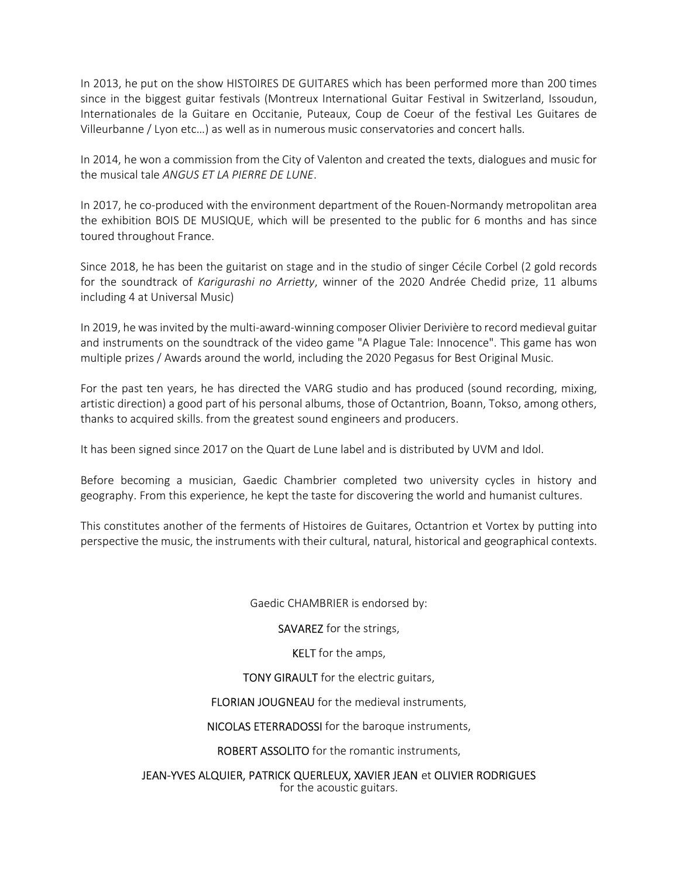In 2013, he put on the show HISTOIRES DE GUITARES which has been performed more than 200 times since in the biggest guitar festivals (Montreux International Guitar Festival in Switzerland, Issoudun, Internationales de la Guitare en Occitanie, Puteaux, Coup de Coeur of the festival Les Guitares de Villeurbanne / Lyon etc…) as well as in numerous music conservatories and concert halls.

In 2014, he won a commission from the City of Valenton and created the texts, dialogues and music for the musical tale *ANGUS ET LA PIERRE DE LUNE*.

In 2017, he co-produced with the environment department of the Rouen-Normandy metropolitan area the exhibition BOIS DE MUSIQUE, which will be presented to the public for 6 months and has since toured throughout France.

Since 2018, he has been the guitarist on stage and in the studio of singer Cécile Corbel (2 gold records for the soundtrack of *Karigurashi no Arrietty*, winner of the 2020 Andrée Chedid prize, 11 albums including 4 at Universal Music)

In 2019, he was invited by the multi-award-winning composer Olivier Derivière to record medieval guitar and instruments on the soundtrack of the video game "A Plague Tale: Innocence". This game has won multiple prizes / Awards around the world, including the 2020 Pegasus for Best Original Music.

For the past ten years, he has directed the VARG studio and has produced (sound recording, mixing, artistic direction) a good part of his personal albums, those of Octantrion, Boann, Tokso, among others, thanks to acquired skills. from the greatest sound engineers and producers.

It has been signed since 2017 on the Quart de Lune label and is distributed by UVM and Idol.

Before becoming a musician, Gaedic Chambrier completed two university cycles in history and geography. From this experience, he kept the taste for discovering the world and humanist cultures.

This constitutes another of the ferments of Histoires de Guitares, Octantrion et Vortex by putting into perspective the music, the instruments with their cultural, natural, historical and geographical contexts.

Gaedic CHAMBRIER is endorsed by:

SAVAREZ for the strings,

KELT for the amps,

TONY GIRAULT for the electric guitars,

FLORIAN JOUGNEAU for the medieval instruments,

NICOLAS ETERRADOSSI for the baroque instruments,

ROBERT ASSOLITO for the romantic instruments,

JEAN-YVES ALQUIER, PATRICK QUERLEUX, XAVIER JEAN et OLIVIER RODRIGUES for the acoustic guitars.